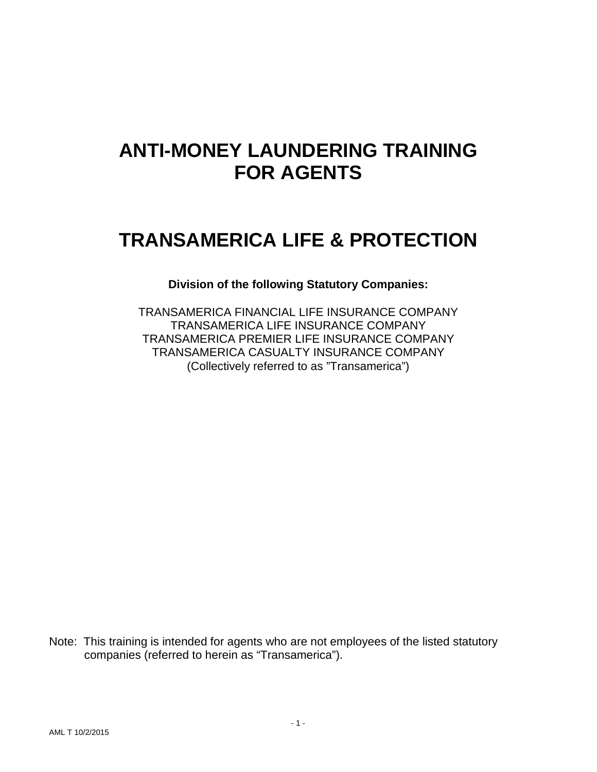# ANTI-MONEY LAUNDERING TRAINING FOR AGENTS

# TRANSAMERICA LIFE & PROTECTION

**Division of the following Statutory Companies:**

TRANSAMERICA FINANCIAL LIFE INSURANCE COMPANY
TRANSAMERICA LIFE INSURANCE COMPANY
TRANSAMERICA PREMIER LIFE INSURANCE COMPANY
TRANSAMERICA CASUALTY INSURANCE COMPANY
(Collectively referred to as "Transamerica")

Note: This training is intended for agents who are not employees of the listed statutory companies (referred to herein as "Transamerica").

AML T 10/2/2015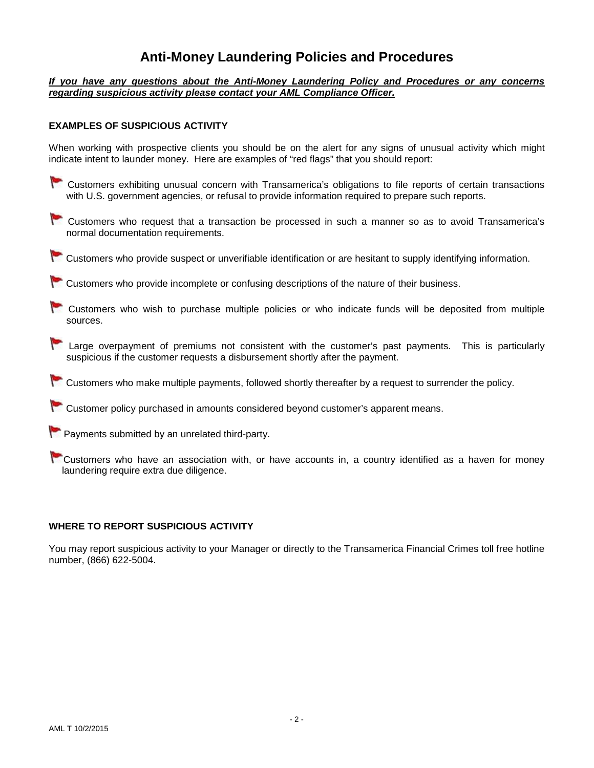# Anti-Money Laundering Policies and Procedures

***If you have any questions about the Anti-Money Laundering Policy and Procedures or any concerns regarding suspicious activity please contact your AML Compliance Officer.***

**EXAMPLES OF SUSPICIOUS ACTIVITY**

When working with prospective clients you should be on the alert for any signs of unusual activity which might indicate intent to launder money. Here are examples of "red flags" that you should report:

- Customers exhibiting unusual concern with Transamerica's obligations to file reports of certain transactions with U.S. government agencies, or refusal to provide information required to prepare such reports.
- Customers who request that a transaction be processed in such a manner so as to avoid Transamerica's normal documentation requirements.
- Customers who provide suspect or unverifiable identification or are hesitant to supply identifying information.
- Customers who provide incomplete or confusing descriptions of the nature of their business.
- Customers who wish to purchase multiple policies or who indicate funds will be deposited from multiple sources.
- Large overpayment of premiums not consistent with the customer's past payments. This is particularly suspicious if the customer requests a disbursement shortly after the payment.
- Customers who make multiple payments, followed shortly thereafter by a request to surrender the policy.
- Customer policy purchased in amounts considered beyond customer's apparent means.
- Payments submitted by an unrelated third-party.
- Customers who have an association with, or have accounts in, a country identified as a haven for money laundering require extra due diligence.

**WHERE TO REPORT SUSPICIOUS ACTIVITY**

You may report suspicious activity to your Manager or directly to the Transamerica Financial Crimes toll free hotline number, (866) 622-5004.

AML T 10/2/2015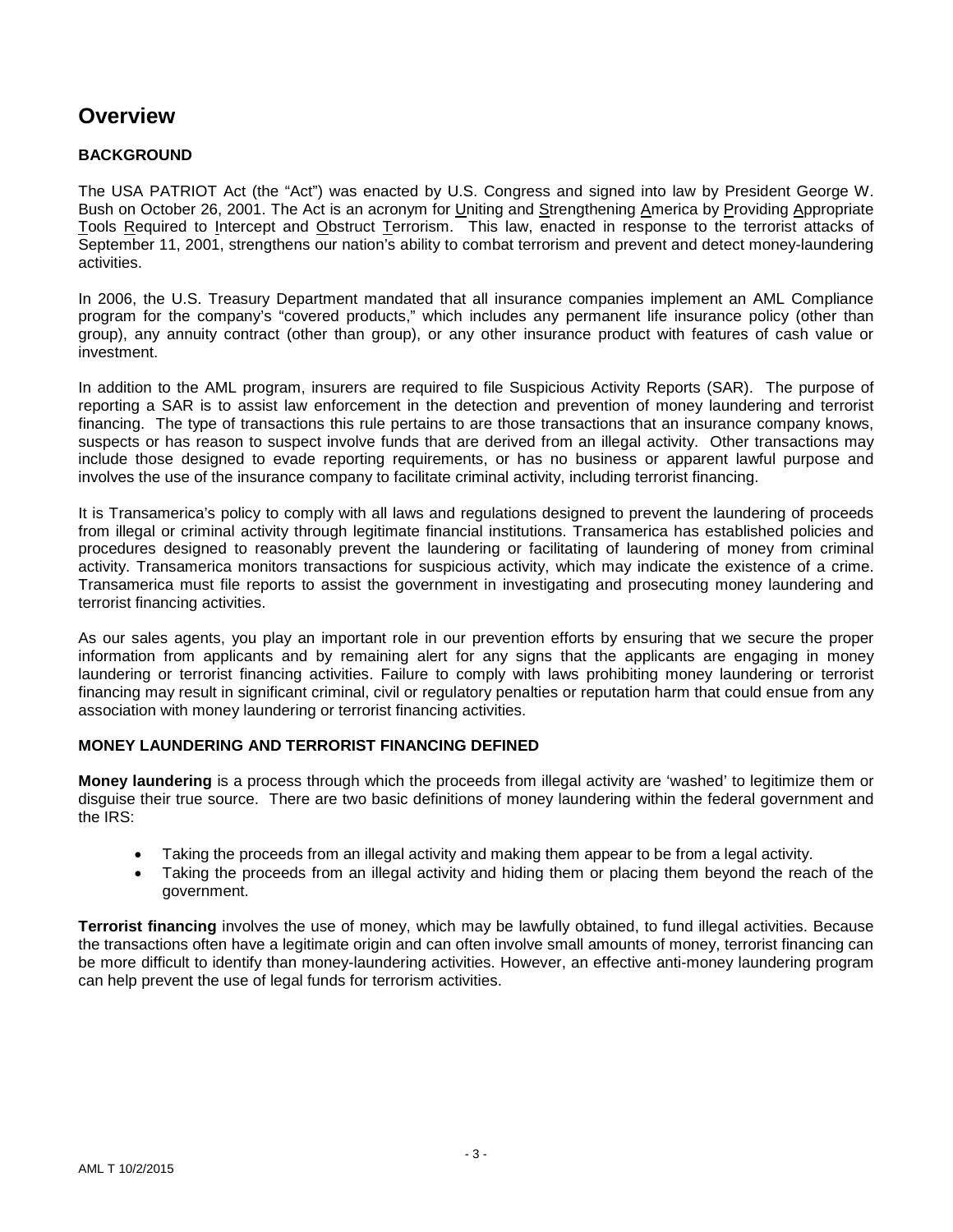# Overview

## BACKGROUND

The USA PATRIOT Act (the "Act") was enacted by U.S. Congress and signed into law by President George W. Bush on October 26, 2001. The Act is an acronym for Uniting and Strengthening America by Providing Appropriate Tools Required to Intercept and Obstruct Terrorism. This law, enacted in response to the terrorist attacks of September 11, 2001, strengthens our nation's ability to combat terrorism and prevent and detect money-laundering activities.

In 2006, the U.S. Treasury Department mandated that all insurance companies implement an AML Compliance program for the company's "covered products," which includes any permanent life insurance policy (other than group), any annuity contract (other than group), or any other insurance product with features of cash value or investment.

In addition to the AML program, insurers are required to file Suspicious Activity Reports (SAR). The purpose of reporting a SAR is to assist law enforcement in the detection and prevention of money laundering and terrorist financing. The type of transactions this rule pertains to are those transactions that an insurance company knows, suspects or has reason to suspect involve funds that are derived from an illegal activity. Other transactions may include those designed to evade reporting requirements, or has no business or apparent lawful purpose and involves the use of the insurance company to facilitate criminal activity, including terrorist financing.

It is Transamerica's policy to comply with all laws and regulations designed to prevent the laundering of proceeds from illegal or criminal activity through legitimate financial institutions. Transamerica has established policies and procedures designed to reasonably prevent the laundering or facilitating of laundering of money from criminal activity. Transamerica monitors transactions for suspicious activity, which may indicate the existence of a crime. Transamerica must file reports to assist the government in investigating and prosecuting money laundering and terrorist financing activities.

As our sales agents, you play an important role in our prevention efforts by ensuring that we secure the proper information from applicants and by remaining alert for any signs that the applicants are engaging in money laundering or terrorist financing activities. Failure to comply with laws prohibiting money laundering or terrorist financing may result in significant criminal, civil or regulatory penalties or reputation harm that could ensue from any association with money laundering or terrorist financing activities.

## MONEY LAUNDERING AND TERRORIST FINANCING DEFINED

**Money laundering** is a process through which the proceeds from illegal activity are 'washed' to legitimize them or disguise their true source. There are two basic definitions of money laundering within the federal government and the IRS:

- Taking the proceeds from an illegal activity and making them appear to be from a legal activity.
- Taking the proceeds from an illegal activity and hiding them or placing them beyond the reach of the government.

**Terrorist financing** involves the use of money, which may be lawfully obtained, to fund illegal activities. Because the transactions often have a legitimate origin and can often involve small amounts of money, terrorist financing can be more difficult to identify than money-laundering activities. However, an effective anti-money laundering program can help prevent the use of legal funds for terrorism activities.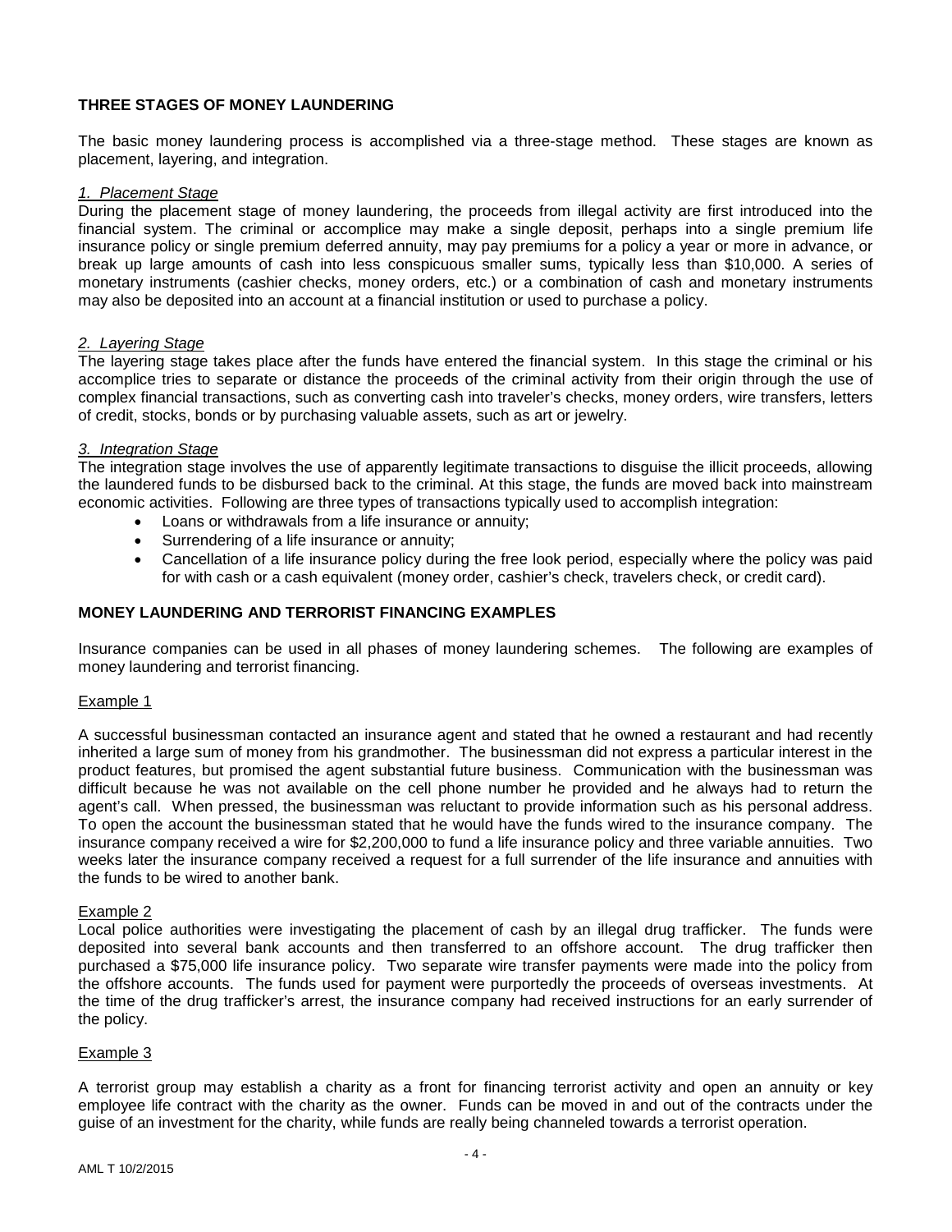## THREE STAGES OF MONEY LAUNDERING

The basic money laundering process is accomplished via a three-stage method. These stages are known as placement, layering, and integration.

### *1. Placement Stage*

During the placement stage of money laundering, the proceeds from illegal activity are first introduced into the financial system. The criminal or accomplice may make a single deposit, perhaps into a single premium life insurance policy or single premium deferred annuity, may pay premiums for a policy a year or more in advance, or break up large amounts of cash into less conspicuous smaller sums, typically less than $10,000. A series of monetary instruments (cashier checks, money orders, etc.) or a combination of cash and monetary instruments may also be deposited into an account at a financial institution or used to purchase a policy.

### *2. Layering Stage*

The layering stage takes place after the funds have entered the financial system. In this stage the criminal or his accomplice tries to separate or distance the proceeds of the criminal activity from their origin through the use of complex financial transactions, such as converting cash into traveler's checks, money orders, wire transfers, letters of credit, stocks, bonds or by purchasing valuable assets, such as art or jewelry.

### *3. Integration Stage*

The integration stage involves the use of apparently legitimate transactions to disguise the illicit proceeds, allowing the laundered funds to be disbursed back to the criminal. At this stage, the funds are moved back into mainstream economic activities. Following are three types of transactions typically used to accomplish integration:

- Loans or withdrawals from a life insurance or annuity;
- Surrendering of a life insurance or annuity;
- Cancellation of a life insurance policy during the free look period, especially where the policy was paid for with cash or a cash equivalent (money order, cashier's check, travelers check, or credit card).

## MONEY LAUNDERING AND TERRORIST FINANCING EXAMPLES

Insurance companies can be used in all phases of money laundering schemes. The following are examples of money laundering and terrorist financing.

### Example 1

A successful businessman contacted an insurance agent and stated that he owned a restaurant and had recently inherited a large sum of money from his grandmother. The businessman did not express a particular interest in the product features, but promised the agent substantial future business. Communication with the businessman was difficult because he was not available on the cell phone number he provided and he always had to return the agent's call. When pressed, the businessman was reluctant to provide information such as his personal address. To open the account the businessman stated that he would have the funds wired to the insurance company. The insurance company received a wire for $2,200,000 to fund a life insurance policy and three variable annuities. Two weeks later the insurance company received a request for a full surrender of the life insurance and annuities with the funds to be wired to another bank.

### Example 2

Local police authorities were investigating the placement of cash by an illegal drug trafficker. The funds were deposited into several bank accounts and then transferred to an offshore account. The drug trafficker then purchased a $75,000 life insurance policy. Two separate wire transfer payments were made into the policy from the offshore accounts. The funds used for payment were purportedly the proceeds of overseas investments. At the time of the drug trafficker's arrest, the insurance company had received instructions for an early surrender of the policy.

### Example 3

A terrorist group may establish a charity as a front for financing terrorist activity and open an annuity or key employee life contract with the charity as the owner. Funds can be moved in and out of the contracts under the guise of an investment for the charity, while funds are really being channeled towards a terrorist operation.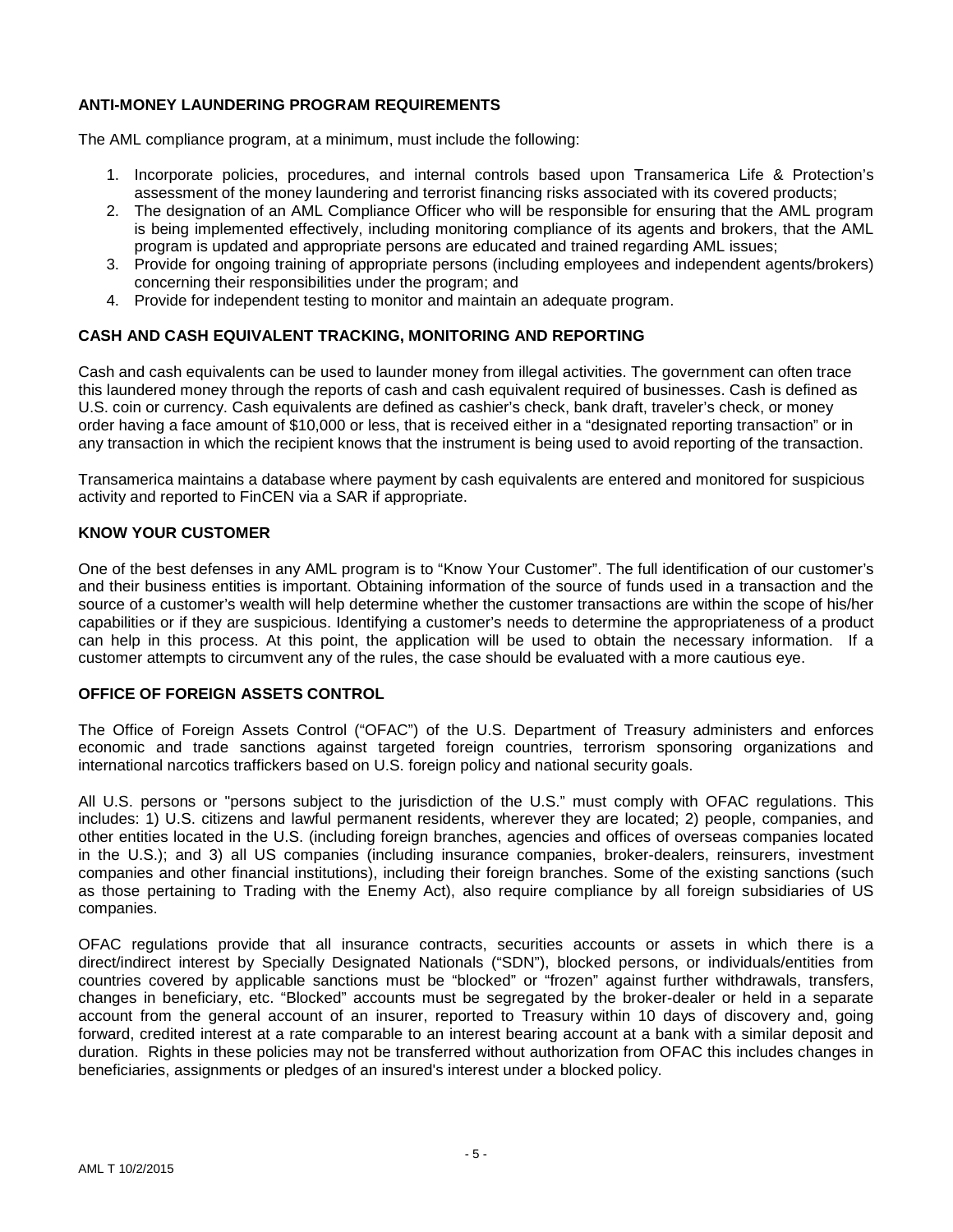## ANTI-MONEY LAUNDERING PROGRAM REQUIREMENTS

The AML compliance program, at a minimum, must include the following:

1. Incorporate policies, procedures, and internal controls based upon Transamerica Life & Protection's assessment of the money laundering and terrorist financing risks associated with its covered products;
2. The designation of an AML Compliance Officer who will be responsible for ensuring that the AML program is being implemented effectively, including monitoring compliance of its agents and brokers, that the AML program is updated and appropriate persons are educated and trained regarding AML issues;
3. Provide for ongoing training of appropriate persons (including employees and independent agents/brokers) concerning their responsibilities under the program; and
4. Provide for independent testing to monitor and maintain an adequate program.

## CASH AND CASH EQUIVALENT TRACKING, MONITORING AND REPORTING

Cash and cash equivalents can be used to launder money from illegal activities. The government can often trace this laundered money through the reports of cash and cash equivalent required of businesses. Cash is defined as U.S. coin or currency. Cash equivalents are defined as cashier's check, bank draft, traveler's check, or money order having a face amount of $10,000 or less, that is received either in a "designated reporting transaction" or in any transaction in which the recipient knows that the instrument is being used to avoid reporting of the transaction.

Transamerica maintains a database where payment by cash equivalents are entered and monitored for suspicious activity and reported to FinCEN via a SAR if appropriate.

## KNOW YOUR CUSTOMER

One of the best defenses in any AML program is to "Know Your Customer". The full identification of our customer's and their business entities is important. Obtaining information of the source of funds used in a transaction and the source of a customer's wealth will help determine whether the customer transactions are within the scope of his/her capabilities or if they are suspicious. Identifying a customer's needs to determine the appropriateness of a product can help in this process. At this point, the application will be used to obtain the necessary information. If a customer attempts to circumvent any of the rules, the case should be evaluated with a more cautious eye.

## OFFICE OF FOREIGN ASSETS CONTROL

The Office of Foreign Assets Control ("OFAC") of the U.S. Department of Treasury administers and enforces economic and trade sanctions against targeted foreign countries, terrorism sponsoring organizations and international narcotics traffickers based on U.S. foreign policy and national security goals.

All U.S. persons or "persons subject to the jurisdiction of the U.S." must comply with OFAC regulations. This includes: 1) U.S. citizens and lawful permanent residents, wherever they are located; 2) people, companies, and other entities located in the U.S. (including foreign branches, agencies and offices of overseas companies located in the U.S.); and 3) all US companies (including insurance companies, broker-dealers, reinsurers, investment companies and other financial institutions), including their foreign branches. Some of the existing sanctions (such as those pertaining to Trading with the Enemy Act), also require compliance by all foreign subsidiaries of US companies.

OFAC regulations provide that all insurance contracts, securities accounts or assets in which there is a direct/indirect interest by Specially Designated Nationals ("SDN"), blocked persons, or individuals/entities from countries covered by applicable sanctions must be "blocked" or "frozen" against further withdrawals, transfers, changes in beneficiary, etc. "Blocked" accounts must be segregated by the broker-dealer or held in a separate account from the general account of an insurer, reported to Treasury within 10 days of discovery and, going forward, credited interest at a rate comparable to an interest bearing account at a bank with a similar deposit and duration. Rights in these policies may not be transferred without authorization from OFAC this includes changes in beneficiaries, assignments or pledges of an insured's interest under a blocked policy.